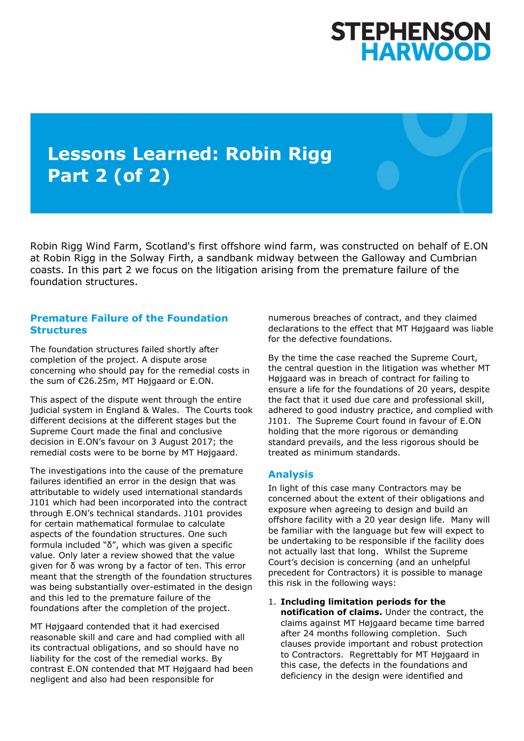STEPHENSON HARWOOD

# Lessons Learned: Robin Rigg Part 2 (of 2)

Robin Rigg Wind Farm, Scotland's first offshore wind farm, was constructed on behalf of E.ON at Robin Rigg in the Solway Firth, a sandbank midway between the Galloway and Cumbrian coasts. In this part 2 we focus on the litigation arising from the premature failure of the foundation structures.

## Premature Failure of the Foundation Structures

The foundation structures failed shortly after completion of the project. A dispute arose concerning who should pay for the remedial costs in the sum of €26.25m, MT Højgaard or E.ON.

This aspect of the dispute went through the entire judicial system in England & Wales. The Courts took different decisions at the different stages but the Supreme Court made the final and conclusive decision in E.ON's favour on 3 August 2017; the remedial costs were to be borne by MT Højgaard.

The investigations into the cause of the premature failures identified an error in the design that was attributable to widely used international standards J101 which had been incorporated into the contract through E.ON's technical standards. J101 provides for certain mathematical formulae to calculate aspects of the foundation structures. One such formula included "$\delta$", which was given a specific value. Only later a review showed that the value given for $\delta$ was wrong by a factor of ten. This error meant that the strength of the foundation structures was being substantially over-estimated in the design and this led to the premature failure of the foundations after the completion of the project.

MT Højgaard contended that it had exercised reasonable skill and care and had complied with all its contractual obligations, and so should have no liability for the cost of the remedial works. By contrast E.ON contended that MT Højgaard had been negligent and also had been responsible for numerous breaches of contract, and they claimed declarations to the effect that MT Højgaard was liable for the defective foundations.

By the time the case reached the Supreme Court, the central question in the litigation was whether MT Højgaard was in breach of contract for failing to ensure a life for the foundations of 20 years, despite the fact that it used due care and professional skill, adhered to good industry practice, and complied with J101. The Supreme Court found in favour of E.ON holding that the more rigorous or demanding standard prevails, and the less rigorous should be treated as minimum standards.

## Analysis

In light of this case many Contractors may be concerned about the extent of their obligations and exposure when agreeing to design and build an offshore facility with a 20 year design life. Many will be familiar with the language but few will expect to be undertaking to be responsible if the facility does not actually last that long. Whilst the Supreme Court's decision is concerning (and an unhelpful precedent for Contractors) it is possible to manage this risk in the following ways:

1. **Including limitation periods for the notification of claims.** Under the contract, the claims against MT Højgaard became time barred after 24 months following completion. Such clauses provide important and robust protection to Contractors. Regrettably for MT Højgaard in this case, the defects in the foundations and deficiency in the design were identified and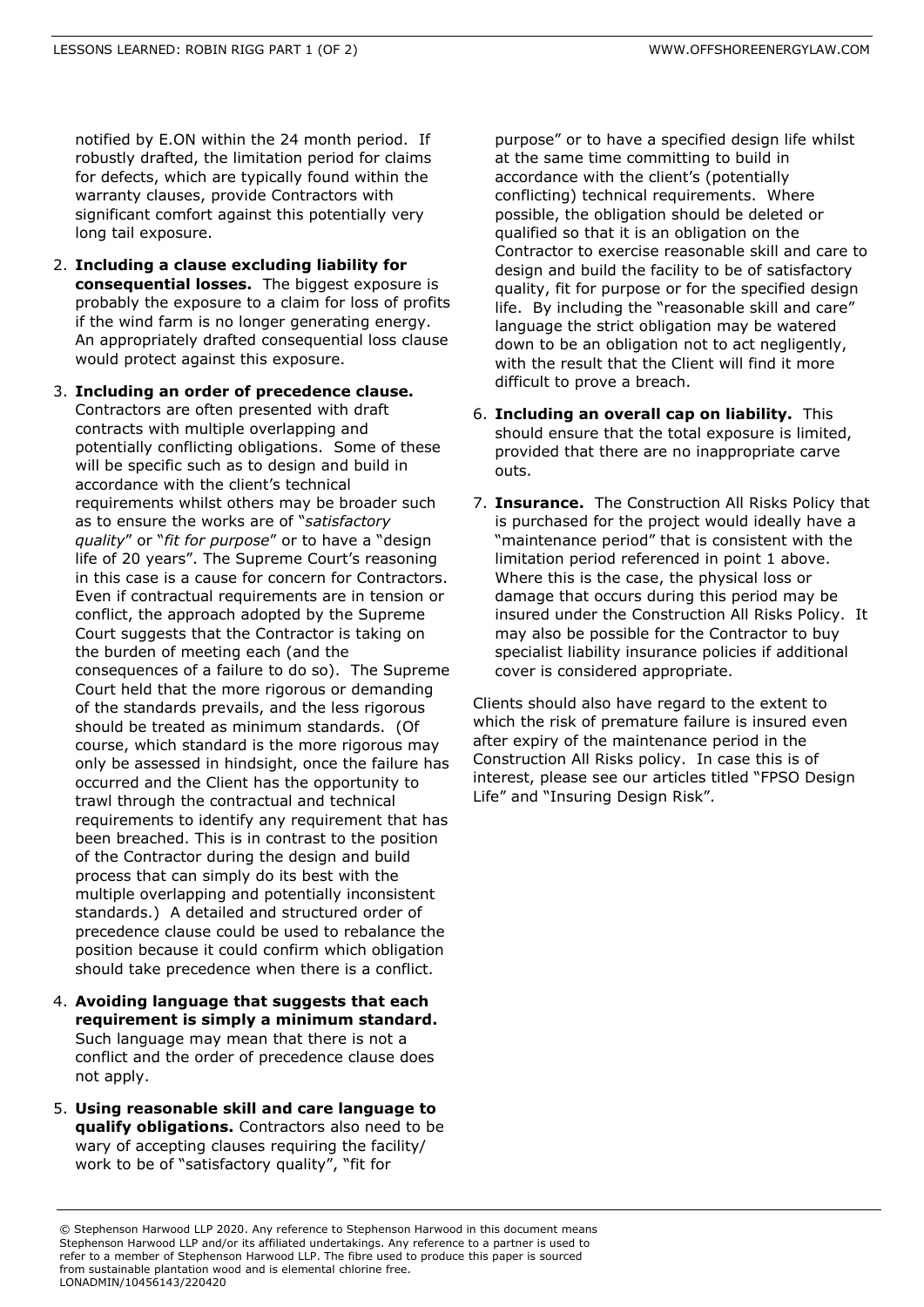notified by E.ON within the 24 month period. If robustly drafted, the limitation period for claims for defects, which are typically found within the warranty clauses, provide Contractors with significant comfort against this potentially very long tail exposure.

2. **Including a clause excluding liability for consequential losses.** The biggest exposure is probably the exposure to a claim for loss of profits if the wind farm is no longer generating energy. An appropriately drafted consequential loss clause would protect against this exposure.

3. **Including an order of precedence clause.** Contractors are often presented with draft contracts with multiple overlapping and potentially conflicting obligations. Some of these will be specific such as to design and build in accordance with the client's technical requirements whilst others may be broader such as to ensure the works are of "*satisfactory quality*" or "*fit for purpose*" or to have a "design life of 20 years". The Supreme Court's reasoning in this case is a cause for concern for Contractors. Even if contractual requirements are in tension or conflict, the approach adopted by the Supreme Court suggests that the Contractor is taking on the burden of meeting each (and the consequences of a failure to do so). The Supreme Court held that the more rigorous or demanding of the standards prevails, and the less rigorous should be treated as minimum standards. (Of course, which standard is the more rigorous may only be assessed in hindsight, once the failure has occurred and the Client has the opportunity to trawl through the contractual and technical requirements to identify any requirement that has been breached. This is in contrast to the position of the Contractor during the design and build process that can simply do its best with the multiple overlapping and potentially inconsistent standards.) A detailed and structured order of precedence clause could be used to rebalance the position because it could confirm which obligation should take precedence when there is a conflict.

4. **Avoiding language that suggests that each requirement is simply a minimum standard.** Such language may mean that there is not a conflict and the order of precedence clause does not apply.

5. **Using reasonable skill and care language to qualify obligations.** Contractors also need to be wary of accepting clauses requiring the facility/ work to be of "satisfactory quality", "fit for purpose" or to have a specified design life whilst at the same time committing to build in accordance with the client's (potentially conflicting) technical requirements. Where possible, the obligation should be deleted or qualified so that it is an obligation on the Contractor to exercise reasonable skill and care to design and build the facility to be of satisfactory quality, fit for purpose or for the specified design life. By including the "reasonable skill and care" language the strict obligation may be watered down to be an obligation not to act negligently, with the result that the Client will find it more difficult to prove a breach.

6. **Including an overall cap on liability.** This should ensure that the total exposure is limited, provided that there are no inappropriate carve outs.

7. **Insurance.** The Construction All Risks Policy that is purchased for the project would ideally have a "maintenance period" that is consistent with the limitation period referenced in point 1 above. Where this is the case, the physical loss or damage that occurs during this period may be insured under the Construction All Risks Policy. It may also be possible for the Contractor to buy specialist liability insurance policies if additional cover is considered appropriate.

Clients should also have regard to the extent to which the risk of premature failure is insured even after expiry of the maintenance period in the Construction All Risks policy. In case this is of interest, please see our articles titled "FPSO Design Life" and "Insuring Design Risk".

© Stephenson Harwood LLP 2020. Any reference to Stephenson Harwood in this document means Stephenson Harwood LLP and/or its affiliated undertakings. Any reference to a partner is used to refer to a member of Stephenson Harwood LLP. The fibre used to produce this paper is sourced from sustainable plantation wood and is elemental chlorine free.
LONADMIN/10456143/220420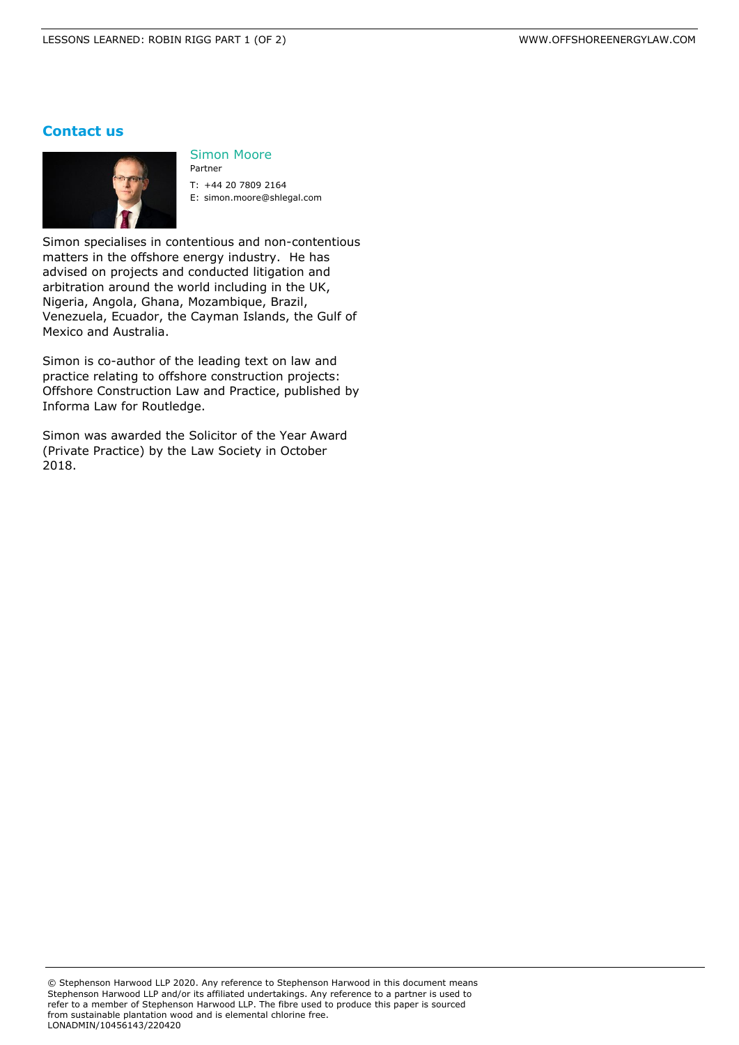## Contact us

Simon Moore
Partner
T: +44 20 7809 2164
E: simon.moore@shlegal.com

Simon specialises in contentious and non-contentious matters in the offshore energy industry. He has advised on projects and conducted litigation and arbitration around the world including in the UK, Nigeria, Angola, Ghana, Mozambique, Brazil, Venezuela, Ecuador, the Cayman Islands, the Gulf of Mexico and Australia.

Simon is co-author of the leading text on law and practice relating to offshore construction projects: Offshore Construction Law and Practice, published by Informa Law for Routledge.

Simon was awarded the Solicitor of the Year Award (Private Practice) by the Law Society in October 2018.

© Stephenson Harwood LLP 2020. Any reference to Stephenson Harwood in this document means Stephenson Harwood LLP and/or its affiliated undertakings. Any reference to a partner is used to refer to a member of Stephenson Harwood LLP. The fibre used to produce this paper is sourced from sustainable plantation wood and is elemental chlorine free.
LONADMIN/10456143/220420